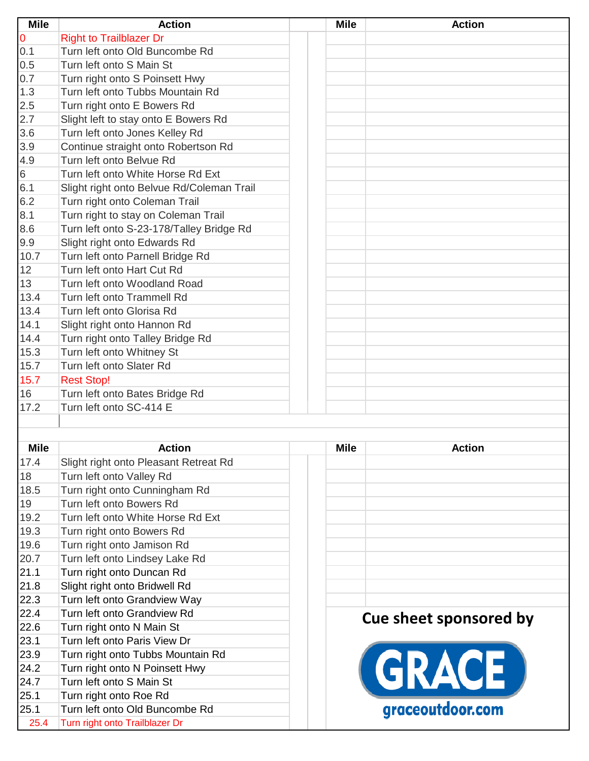| Mile | Action |
| --- | --- |
| 0 | Right to Trailblazer Dr |
| 0.1 | Turn left onto Old Buncombe Rd |
| 0.5 | Turn left onto S Main St |
| 0.7 | Turn right onto S Poinsett Hwy |
| 1.3 | Turn left onto Tubbs Mountain Rd |
| 2.5 | Turn right onto E Bowers Rd |
| 2.7 | Slight left to stay onto E Bowers Rd |
| 3.6 | Turn left onto Jones Kelley Rd |
| 3.9 | Continue straight onto Robertson Rd |
| 4.9 | Turn left onto Belvue Rd |
| 6 | Turn left onto White Horse Rd Ext |
| 6.1 | Slight right onto Belvue Rd/Coleman Trail |
| 6.2 | Turn right onto Coleman Trail |
| 8.1 | Turn right to stay on Coleman Trail |
| 8.6 | Turn left onto S-23-178/Talley Bridge Rd |
| 9.9 | Slight right onto Edwards Rd |
| 10.7 | Turn left onto Parnell Bridge Rd |
| 12 | Turn left onto Hart Cut Rd |
| 13 | Turn left onto Woodland Road |
| 13.4 | Turn left onto Trammell Rd |
| 13.4 | Turn left onto Glorisa Rd |
| 14.1 | Slight right onto Hannon Rd |
| 14.4 | Turn right onto Talley Bridge Rd |
| 15.3 | Turn left onto Whitney St |
| 15.7 | Turn left onto Slater Rd |
| 15.7 | Rest Stop! |
| 16 | Turn left onto Bates Bridge Rd |
| 17.2 | Turn left onto SC-414 E |

| Mile | Action |
| --- | --- |
| 17.4 | Slight right onto Pleasant Retreat Rd |
| 18 | Turn left onto Valley Rd |
| 18.5 | Turn right onto Cunningham Rd |
| 19 | Turn left onto Bowers Rd |
| 19.2 | Turn left onto White Horse Rd Ext |
| 19.3 | Turn right onto Bowers Rd |
| 19.6 | Turn right onto Jamison Rd |
| 20.7 | Turn left onto Lindsey Lake Rd |
| 21.1 | Turn right onto Duncan Rd |
| 21.8 | Slight right onto Bridwell Rd |
| 22.3 | Turn left onto Grandview Way |
| 22.4 | Turn left onto Grandview Rd |
| 22.6 | Turn right onto N Main St |
| 23.1 | Turn left onto Paris View Dr |
| 23.9 | Turn right onto Tubbs Mountain Rd |
| 24.2 | Turn right onto N Poinsett Hwy |
| 24.7 | Turn left onto S Main St |
| 25.1 | Turn right onto Roe Rd |
| 25.1 | Turn left onto Old Buncombe Rd |
| 25.4 | Turn right onto Trailblazer Dr |

**Cue sheet sponsored by**

GRACE

graceoutdoor.com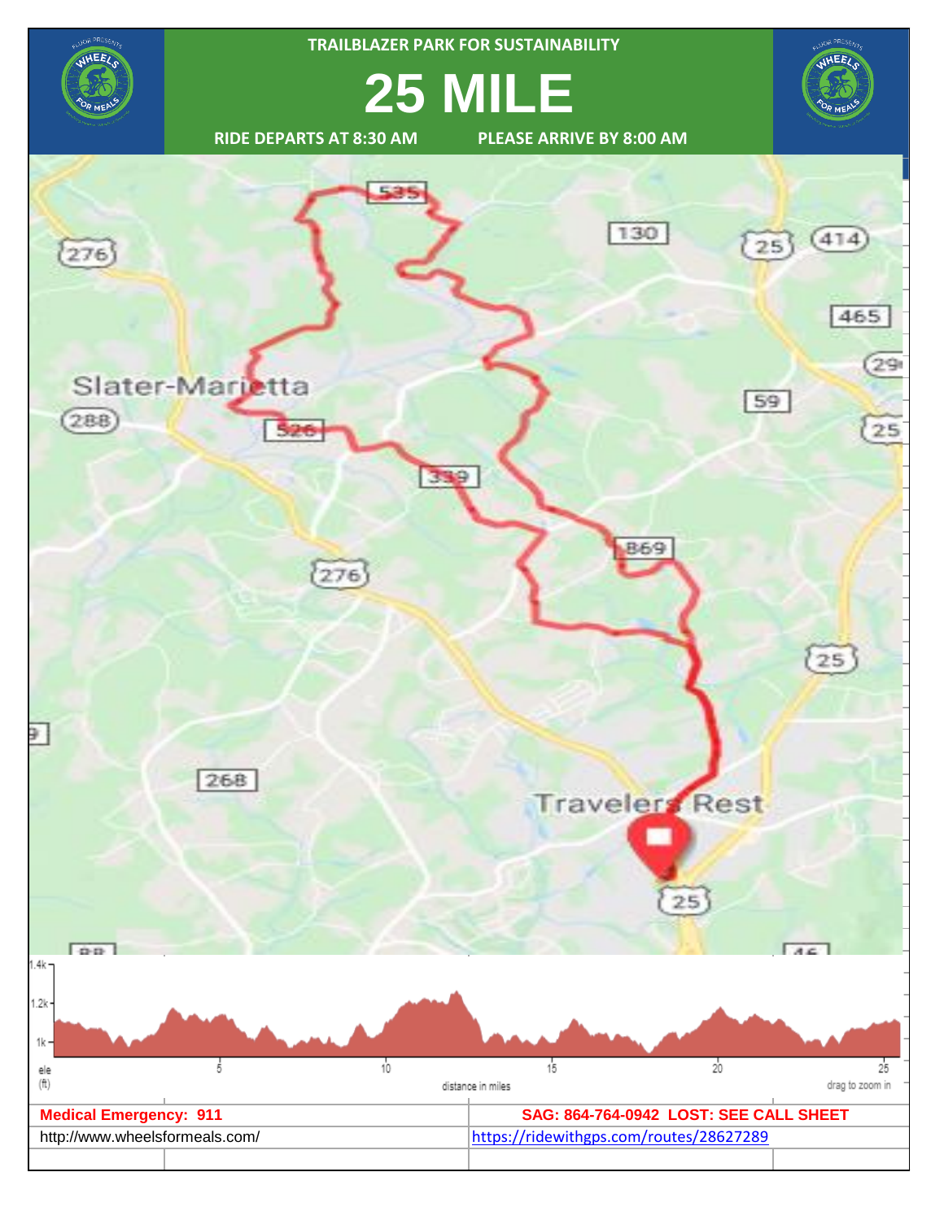TRAILBLAZER PARK FOR SUSTAINABILITY

# 25 MILE

RIDE DEPARTS AT 8:30 AM　　　PLEASE ARRIVE BY 8:00 AM

276
535
130
25
414
465
29
Slater-Marietta
59
288
526
25
339
869
276
25
268
Travelers Rest
25

1.4k
1.2k
1k
ele (ft)
5
10
15
20
25
distance in miles
drag to zoom in

| | |
|---|---|
| **Medical Emergency: 911** | **SAG: 864-764-0942 LOST: SEE CALL SHEET** |
| http://www.wheelsformeals.com/ | https://ridewithgps.com/routes/28627289 |